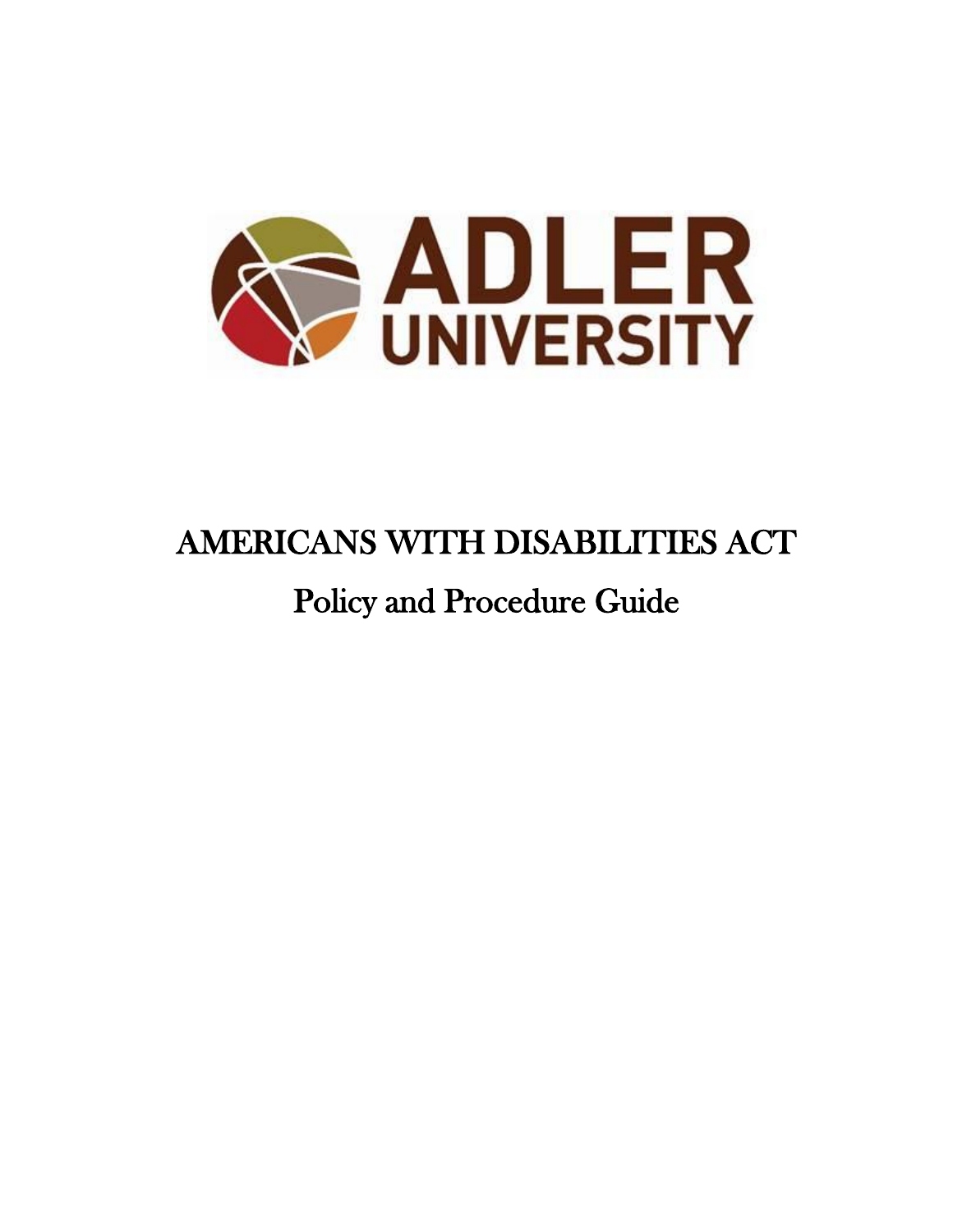ADLER UNIVERSITY

# AMERICANS WITH DISABILITIES ACT

## Policy and Procedure Guide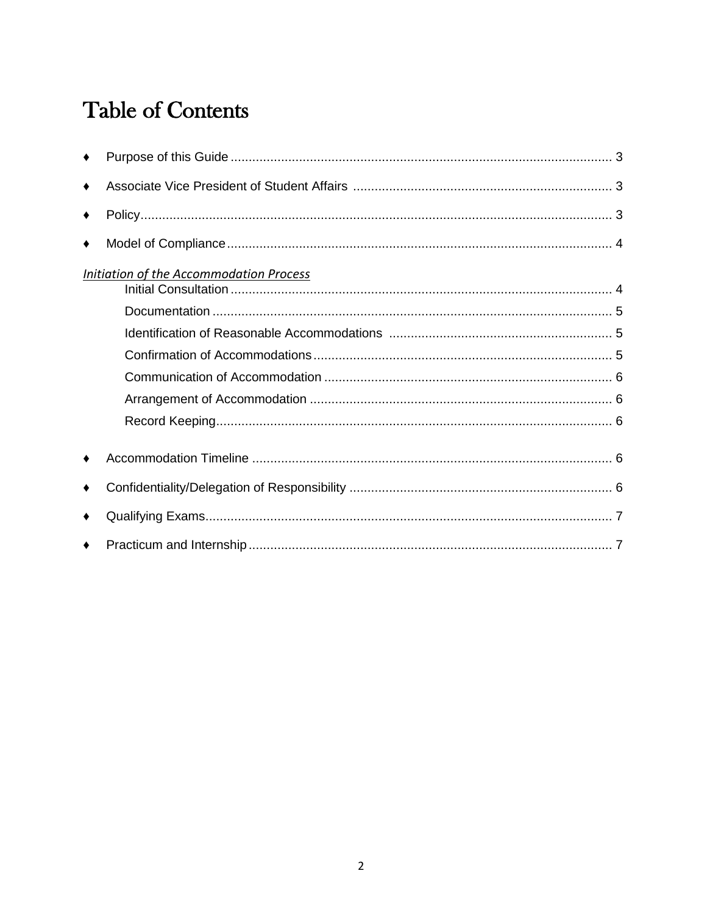# Table of Contents

- Purpose of this Guide ........................................................................................................ 3
- Associate Vice President of Student Affairs ....................................................................... 3
- Policy.................................................................................................................................. 3
- Model of Compliance .......................................................................................................... 4

*Initiation of the Accommodation Process*

  - Initial Consultation ......................................................................................................... 4
  - Documentation .............................................................................................................. 5
  - Identification of Reasonable Accommodations ............................................................. 5
  - Confirmation of Accommodations .................................................................................. 5
  - Communication of Accommodation ............................................................................... 6
  - Arrangement of Accommodation ................................................................................... 6
  - Record Keeping ............................................................................................................. 6

- Accommodation Timeline ................................................................................................... 6
- Confidentiality/Delegation of Responsibility ........................................................................ 6
- Qualifying Exams ................................................................................................................ 7
- Practicum and Internship .................................................................................................... 7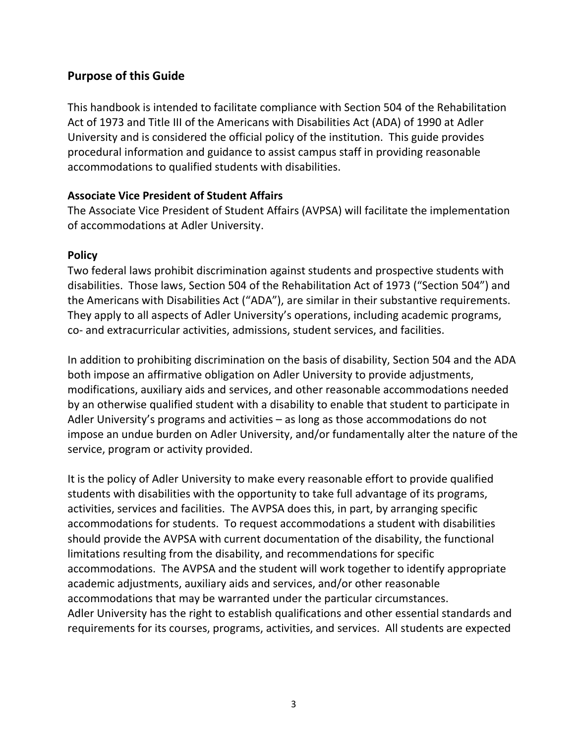## Purpose of this Guide

This handbook is intended to facilitate compliance with Section 504 of the Rehabilitation Act of 1973 and Title III of the Americans with Disabilities Act (ADA) of 1990 at Adler University and is considered the official policy of the institution. This guide provides procedural information and guidance to assist campus staff in providing reasonable accommodations to qualified students with disabilities.

### Associate Vice President of Student Affairs

The Associate Vice President of Student Affairs (AVPSA) will facilitate the implementation of accommodations at Adler University.

### Policy

Two federal laws prohibit discrimination against students and prospective students with disabilities. Those laws, Section 504 of the Rehabilitation Act of 1973 ("Section 504") and the Americans with Disabilities Act ("ADA"), are similar in their substantive requirements. They apply to all aspects of Adler University's operations, including academic programs, co- and extracurricular activities, admissions, student services, and facilities.

In addition to prohibiting discrimination on the basis of disability, Section 504 and the ADA both impose an affirmative obligation on Adler University to provide adjustments, modifications, auxiliary aids and services, and other reasonable accommodations needed by an otherwise qualified student with a disability to enable that student to participate in Adler University's programs and activities – as long as those accommodations do not impose an undue burden on Adler University, and/or fundamentally alter the nature of the service, program or activity provided.

It is the policy of Adler University to make every reasonable effort to provide qualified students with disabilities with the opportunity to take full advantage of its programs, activities, services and facilities. The AVPSA does this, in part, by arranging specific accommodations for students. To request accommodations a student with disabilities should provide the AVPSA with current documentation of the disability, the functional limitations resulting from the disability, and recommendations for specific accommodations. The AVPSA and the student will work together to identify appropriate academic adjustments, auxiliary aids and services, and/or other reasonable accommodations that may be warranted under the particular circumstances.
Adler University has the right to establish qualifications and other essential standards and requirements for its courses, programs, activities, and services. All students are expected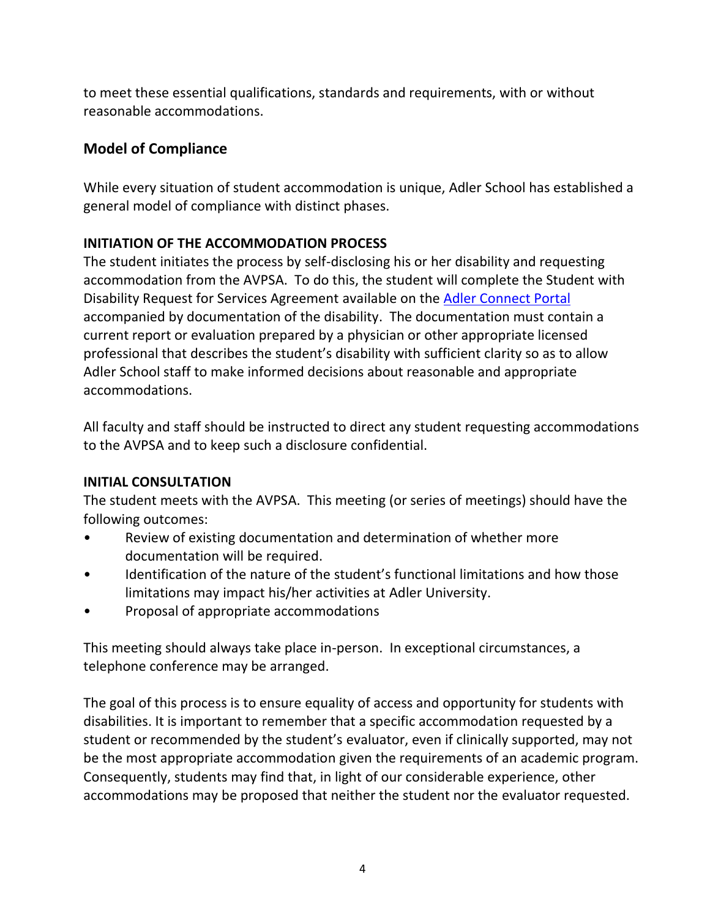to meet these essential qualifications, standards and requirements, with or without reasonable accommodations.

## Model of Compliance

While every situation of student accommodation is unique, Adler School has established a general model of compliance with distinct phases.

**INITIATION OF THE ACCOMMODATION PROCESS**

The student initiates the process by self-disclosing his or her disability and requesting accommodation from the AVPSA. To do this, the student will complete the Student with Disability Request for Services Agreement available on the Adler Connect Portal accompanied by documentation of the disability. The documentation must contain a current report or evaluation prepared by a physician or other appropriate licensed professional that describes the student's disability with sufficient clarity so as to allow Adler School staff to make informed decisions about reasonable and appropriate accommodations.

All faculty and staff should be instructed to direct any student requesting accommodations to the AVPSA and to keep such a disclosure confidential.

**INITIAL CONSULTATION**

The student meets with the AVPSA. This meeting (or series of meetings) should have the following outcomes:

- Review of existing documentation and determination of whether more documentation will be required.
- Identification of the nature of the student's functional limitations and how those limitations may impact his/her activities at Adler University.
- Proposal of appropriate accommodations

This meeting should always take place in-person. In exceptional circumstances, a telephone conference may be arranged.

The goal of this process is to ensure equality of access and opportunity for students with disabilities. It is important to remember that a specific accommodation requested by a student or recommended by the student's evaluator, even if clinically supported, may not be the most appropriate accommodation given the requirements of an academic program. Consequently, students may find that, in light of our considerable experience, other accommodations may be proposed that neither the student nor the evaluator requested.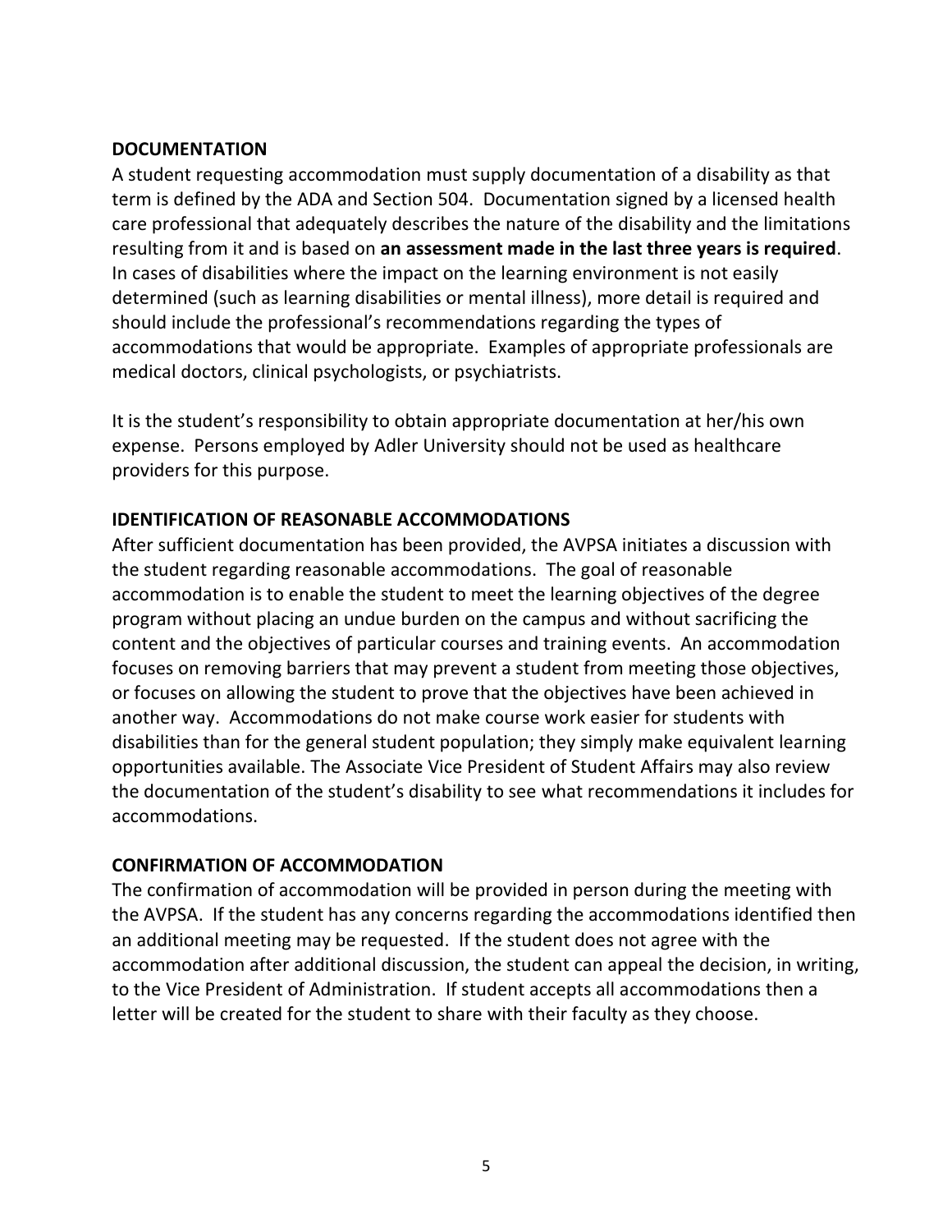**DOCUMENTATION**

A student requesting accommodation must supply documentation of a disability as that term is defined by the ADA and Section 504. Documentation signed by a licensed health care professional that adequately describes the nature of the disability and the limitations resulting from it and is based on **an assessment made in the last three years is required**. In cases of disabilities where the impact on the learning environment is not easily determined (such as learning disabilities or mental illness), more detail is required and should include the professional's recommendations regarding the types of accommodations that would be appropriate. Examples of appropriate professionals are medical doctors, clinical psychologists, or psychiatrists.

It is the student's responsibility to obtain appropriate documentation at her/his own expense. Persons employed by Adler University should not be used as healthcare providers for this purpose.

**IDENTIFICATION OF REASONABLE ACCOMMODATIONS**

After sufficient documentation has been provided, the AVPSA initiates a discussion with the student regarding reasonable accommodations. The goal of reasonable accommodation is to enable the student to meet the learning objectives of the degree program without placing an undue burden on the campus and without sacrificing the content and the objectives of particular courses and training events. An accommodation focuses on removing barriers that may prevent a student from meeting those objectives, or focuses on allowing the student to prove that the objectives have been achieved in another way. Accommodations do not make course work easier for students with disabilities than for the general student population; they simply make equivalent learning opportunities available. The Associate Vice President of Student Affairs may also review the documentation of the student's disability to see what recommendations it includes for accommodations.

**CONFIRMATION OF ACCOMMODATION**

The confirmation of accommodation will be provided in person during the meeting with the AVPSA. If the student has any concerns regarding the accommodations identified then an additional meeting may be requested. If the student does not agree with the accommodation after additional discussion, the student can appeal the decision, in writing, to the Vice President of Administration. If student accepts all accommodations then a letter will be created for the student to share with their faculty as they choose.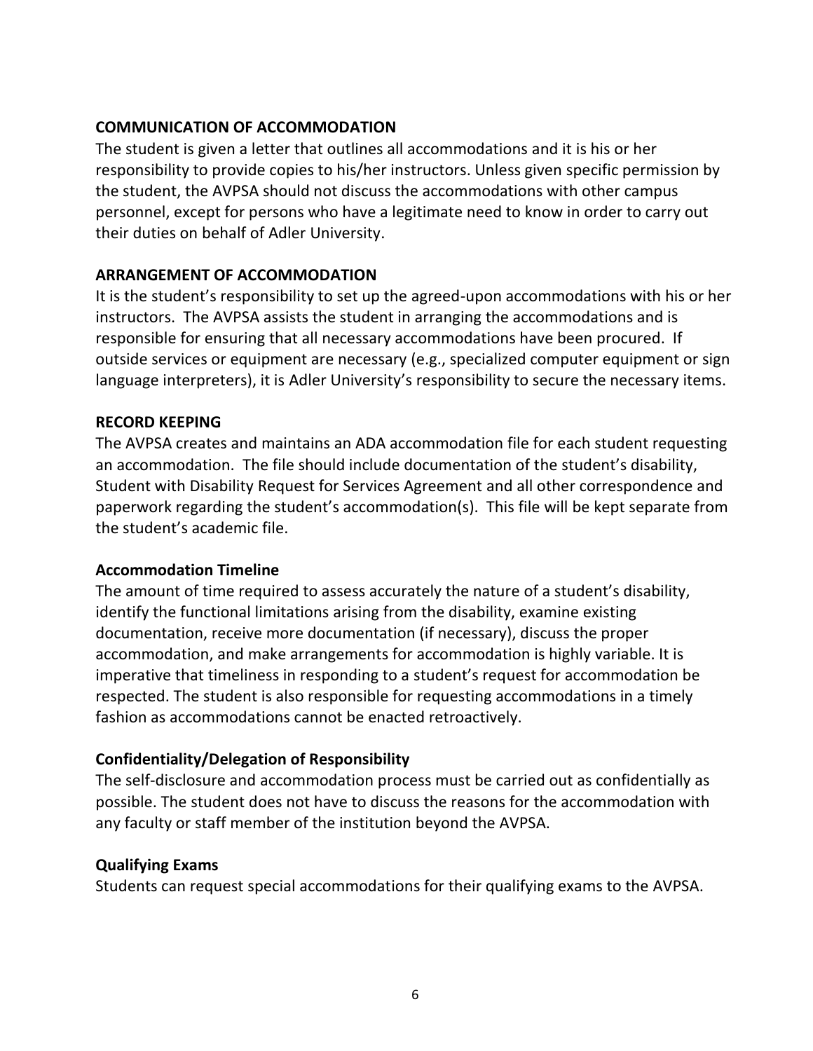**COMMUNICATION OF ACCOMMODATION**

The student is given a letter that outlines all accommodations and it is his or her responsibility to provide copies to his/her instructors. Unless given specific permission by the student, the AVPSA should not discuss the accommodations with other campus personnel, except for persons who have a legitimate need to know in order to carry out their duties on behalf of Adler University.

**ARRANGEMENT OF ACCOMMODATION**

It is the student's responsibility to set up the agreed-upon accommodations with his or her instructors. The AVPSA assists the student in arranging the accommodations and is responsible for ensuring that all necessary accommodations have been procured. If outside services or equipment are necessary (e.g., specialized computer equipment or sign language interpreters), it is Adler University's responsibility to secure the necessary items.

**RECORD KEEPING**

The AVPSA creates and maintains an ADA accommodation file for each student requesting an accommodation. The file should include documentation of the student's disability, Student with Disability Request for Services Agreement and all other correspondence and paperwork regarding the student's accommodation(s). This file will be kept separate from the student's academic file.

**Accommodation Timeline**

The amount of time required to assess accurately the nature of a student's disability, identify the functional limitations arising from the disability, examine existing documentation, receive more documentation (if necessary), discuss the proper accommodation, and make arrangements for accommodation is highly variable. It is imperative that timeliness in responding to a student's request for accommodation be respected. The student is also responsible for requesting accommodations in a timely fashion as accommodations cannot be enacted retroactively.

**Confidentiality/Delegation of Responsibility**

The self-disclosure and accommodation process must be carried out as confidentially as possible. The student does not have to discuss the reasons for the accommodation with any faculty or staff member of the institution beyond the AVPSA.

**Qualifying Exams**

Students can request special accommodations for their qualifying exams to the AVPSA.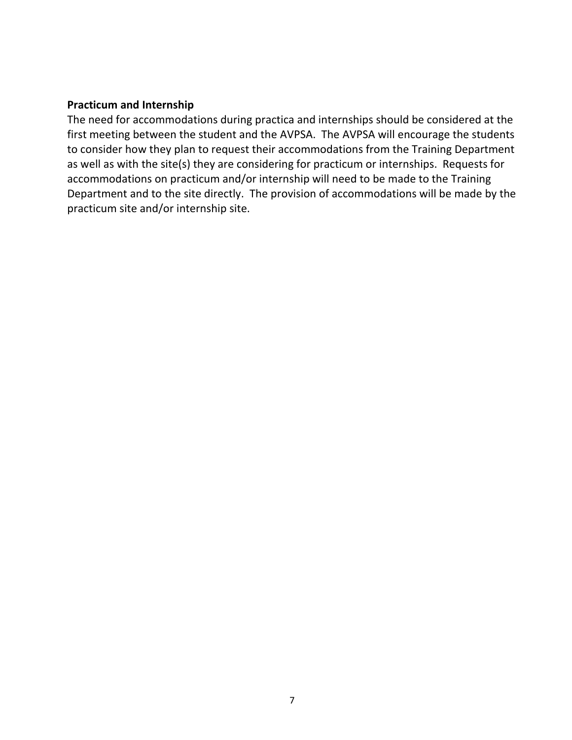**Practicum and Internship**

The need for accommodations during practica and internships should be considered at the first meeting between the student and the AVPSA. The AVPSA will encourage the students to consider how they plan to request their accommodations from the Training Department as well as with the site(s) they are considering for practicum or internships. Requests for accommodations on practicum and/or internship will need to be made to the Training Department and to the site directly. The provision of accommodations will be made by the practicum site and/or internship site.